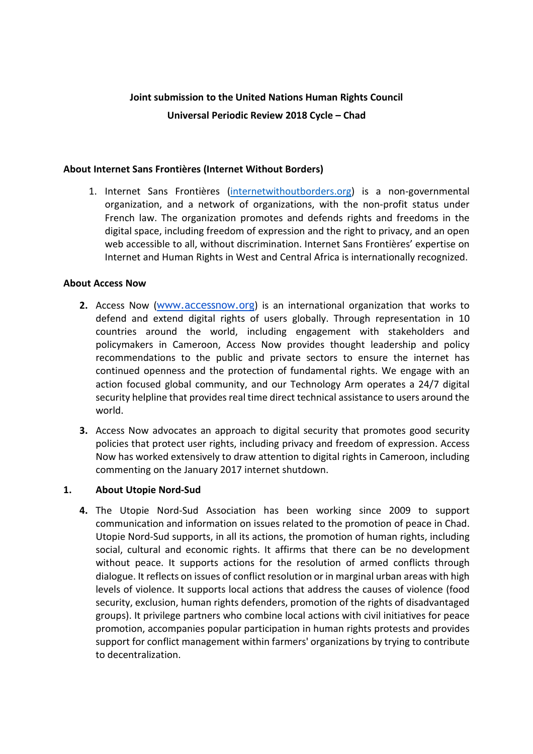**Joint submission to the United Nations Human Rights Council**

**Universal Periodic Review 2018 Cycle – Chad**

**About Internet Sans Frontières (Internet Without Borders)**

1. Internet Sans Frontières (internetwithoutborders.org) is a non-governmental organization, and a network of organizations, with the non-profit status under French law. The organization promotes and defends rights and freedoms in the digital space, including freedom of expression and the right to privacy, and an open web accessible to all, without discrimination. Internet Sans Frontières' expertise on Internet and Human Rights in West and Central Africa is internationally recognized.

**About Access Now**

2. Access Now (www.accessnow.org) is an international organization that works to defend and extend digital rights of users globally. Through representation in 10 countries around the world, including engagement with stakeholders and policymakers in Cameroon, Access Now provides thought leadership and policy recommendations to the public and private sectors to ensure the internet has continued openness and the protection of fundamental rights. We engage with an action focused global community, and our Technology Arm operates a 24/7 digital security helpline that provides real time direct technical assistance to users around the world.

3. Access Now advocates an approach to digital security that promotes good security policies that protect user rights, including privacy and freedom of expression. Access Now has worked extensively to draw attention to digital rights in Cameroon, including commenting on the January 2017 internet shutdown.

**1. About Utopie Nord-Sud**

4. The Utopie Nord-Sud Association has been working since 2009 to support communication and information on issues related to the promotion of peace in Chad. Utopie Nord-Sud supports, in all its actions, the promotion of human rights, including social, cultural and economic rights. It affirms that there can be no development without peace. It supports actions for the resolution of armed conflicts through dialogue. It reflects on issues of conflict resolution or in marginal urban areas with high levels of violence. It supports local actions that address the causes of violence (food security, exclusion, human rights defenders, promotion of the rights of disadvantaged groups). It privilege partners who combine local actions with civil initiatives for peace promotion, accompanies popular participation in human rights protests and provides support for conflict management within farmers' organizations by trying to contribute to decentralization.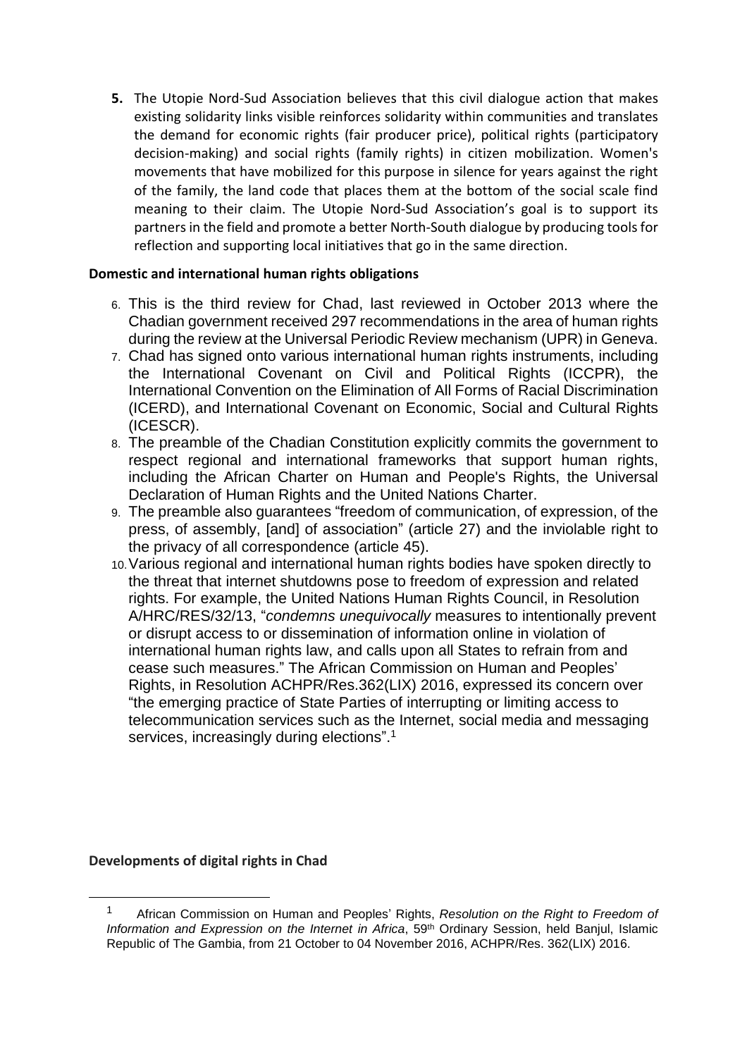**5.** The Utopie Nord-Sud Association believes that this civil dialogue action that makes existing solidarity links visible reinforces solidarity within communities and translates the demand for economic rights (fair producer price), political rights (participatory decision-making) and social rights (family rights) in citizen mobilization. Women's movements that have mobilized for this purpose in silence for years against the right of the family, the land code that places them at the bottom of the social scale find meaning to their claim. The Utopie Nord-Sud Association's goal is to support its partners in the field and promote a better North-South dialogue by producing tools for reflection and supporting local initiatives that go in the same direction.

**Domestic and international human rights obligations**

6. This is the third review for Chad, last reviewed in October 2013 where the Chadian government received 297 recommendations in the area of human rights during the review at the Universal Periodic Review mechanism (UPR) in Geneva.
7. Chad has signed onto various international human rights instruments, including the International Covenant on Civil and Political Rights (ICCPR), the International Convention on the Elimination of All Forms of Racial Discrimination (ICERD), and International Covenant on Economic, Social and Cultural Rights (ICESCR).
8. The preamble of the Chadian Constitution explicitly commits the government to respect regional and international frameworks that support human rights, including the African Charter on Human and People's Rights, the Universal Declaration of Human Rights and the United Nations Charter.
9. The preamble also guarantees "freedom of communication, of expression, of the press, of assembly, [and] of association" (article 27) and the inviolable right to the privacy of all correspondence (article 45).
10. Various regional and international human rights bodies have spoken directly to the threat that internet shutdowns pose to freedom of expression and related rights. For example, the United Nations Human Rights Council, in Resolution A/HRC/RES/32/13, "*condemns unequivocally* measures to intentionally prevent or disrupt access to or dissemination of information online in violation of international human rights law, and calls upon all States to refrain from and cease such measures." The African Commission on Human and Peoples' Rights, in Resolution ACHPR/Res.362(LIX) 2016, expressed its concern over "the emerging practice of State Parties of interrupting or limiting access to telecommunication services such as the Internet, social media and messaging services, increasingly during elections".[1]

**Developments of digital rights in Chad**

[1] African Commission on Human and Peoples' Rights, *Resolution on the Right to Freedom of Information and Expression on the Internet in Africa*, 59th Ordinary Session, held Banjul, Islamic Republic of The Gambia, from 21 October to 04 November 2016, ACHPR/Res. 362(LIX) 2016.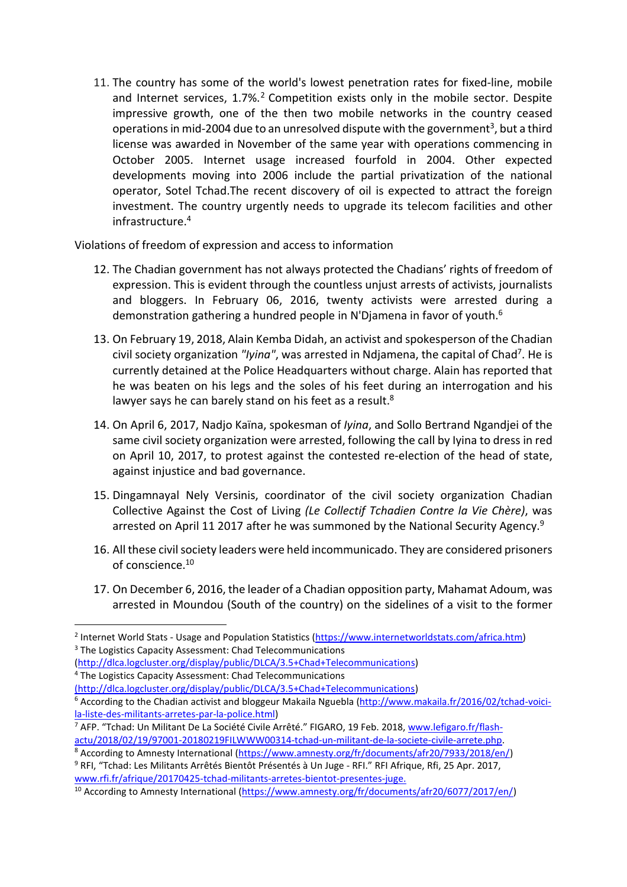11. The country has some of the world's lowest penetration rates for fixed-line, mobile and Internet services, 1.7%.[2] Competition exists only in the mobile sector. Despite impressive growth, one of the then two mobile networks in the country ceased operations in mid-2004 due to an unresolved dispute with the government[3], but a third license was awarded in November of the same year with operations commencing in October 2005. Internet usage increased fourfold in 2004. Other expected developments moving into 2006 include the partial privatization of the national operator, Sotel Tchad.The recent discovery of oil is expected to attract the foreign investment. The country urgently needs to upgrade its telecom facilities and other infrastructure.[4]

Violations of freedom of expression and access to information

12. The Chadian government has not always protected the Chadians' rights of freedom of expression. This is evident through the countless unjust arrests of activists, journalists and bloggers. In February 06, 2016, twenty activists were arrested during a demonstration gathering a hundred people in N'Djamena in favor of youth.[6]

13. On February 19, 2018, Alain Kemba Didah, an activist and spokesperson of the Chadian civil society organization *"Iyina"*, was arrested in Ndjamena, the capital of Chad[7]. He is currently detained at the Police Headquarters without charge. Alain has reported that he was beaten on his legs and the soles of his feet during an interrogation and his lawyer says he can barely stand on his feet as a result.[8]

14. On April 6, 2017, Nadjo Kaïna, spokesman of *Iyina*, and Sollo Bertrand Ngandjei of the same civil society organization were arrested, following the call by Iyina to dress in red on April 10, 2017, to protest against the contested re-election of the head of state, against injustice and bad governance.

15. Dingamnayal Nely Versinis, coordinator of the civil society organization Chadian Collective Against the Cost of Living *(Le Collectif Tchadien Contre la Vie Chère)*, was arrested on April 11 2017 after he was summoned by the National Security Agency.[9]

16. All these civil society leaders were held incommunicado. They are considered prisoners of conscience.[10]

17. On December 6, 2016, the leader of a Chadian opposition party, Mahamat Adoum, was arrested in Moundou (South of the country) on the sidelines of a visit to the former

---

[2] Internet World Stats - Usage and Population Statistics (https://www.internetworldstats.com/africa.htm)

[3] The Logistics Capacity Assessment: Chad Telecommunications (http://dlca.logcluster.org/display/public/DLCA/3.5+Chad+Telecommunications)

[4] The Logistics Capacity Assessment: Chad Telecommunications (http://dlca.logcluster.org/display/public/DLCA/3.5+Chad+Telecommunications)

[6] According to the Chadian activist and bloggeur Makaila Nguebla (http://www.makaila.fr/2016/02/tchad-voici-la-liste-des-militants-arretes-par-la-police.html)

[7] AFP. "Tchad: Un Militant De La Société Civile Arrêté." FIGARO, 19 Feb. 2018, www.lefigaro.fr/flash-actu/2018/02/19/97001-20180219FILWWW00314-tchad-un-militant-de-la-societe-civile-arrete.php.

[8] According to Amnesty International (https://www.amnesty.org/fr/documents/afr20/7933/2018/en/)

[9] RFI, "Tchad: Les Militants Arrêtés Bientôt Présentés à Un Juge - RFI." RFI Afrique, Rfi, 25 Apr. 2017, www.rfi.fr/afrique/20170425-tchad-militants-arretes-bientot-presentes-juge.

[10] According to Amnesty International (https://www.amnesty.org/fr/documents/afr20/6077/2017/en/)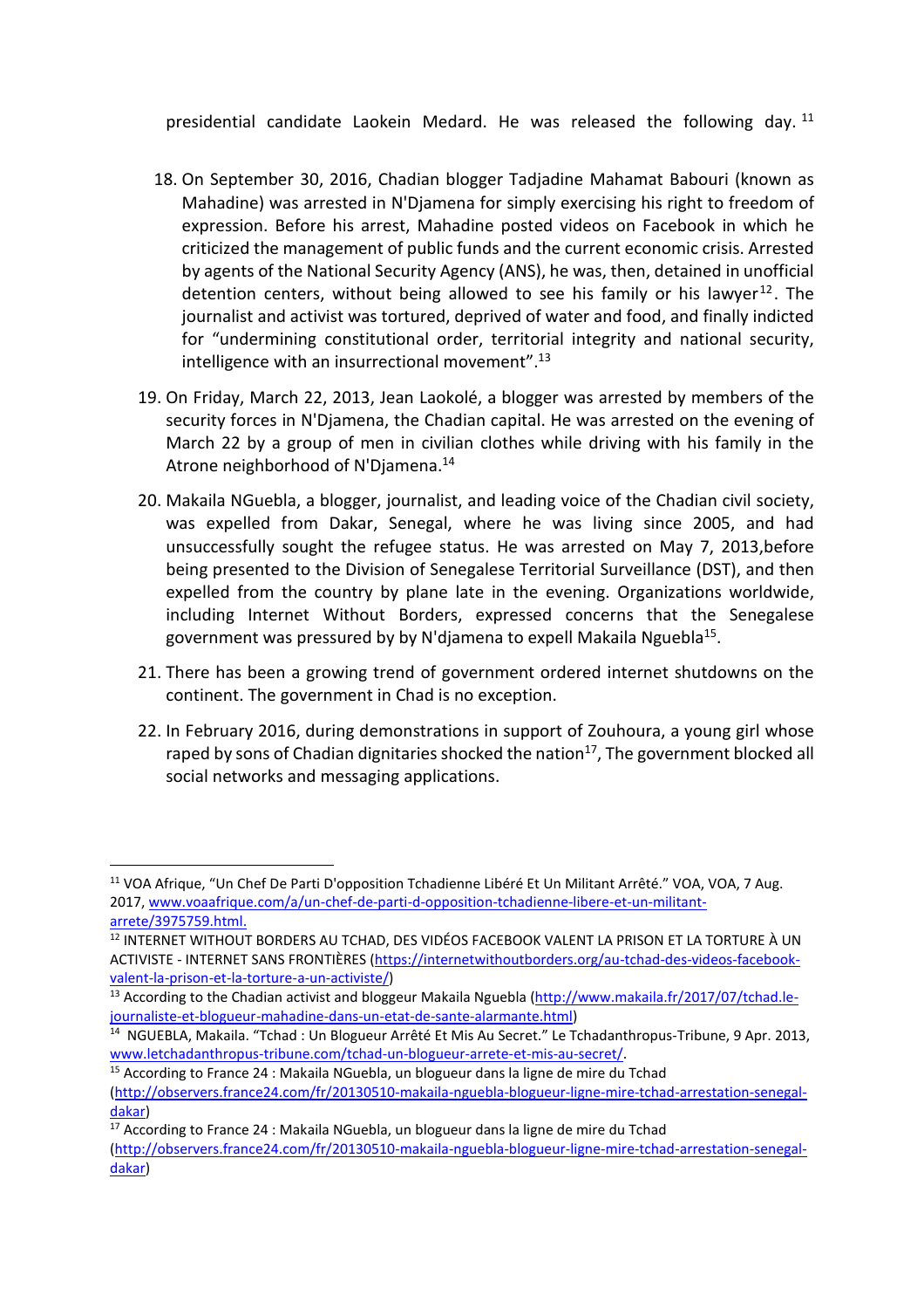presidential candidate Laokein Medard. He was released the following day. [11]

18. On September 30, 2016, Chadian blogger Tadjadine Mahamat Babouri (known as Mahadine) was arrested in N'Djamena for simply exercising his right to freedom of expression. Before his arrest, Mahadine posted videos on Facebook in which he criticized the management of public funds and the current economic crisis. Arrested by agents of the National Security Agency (ANS), he was, then, detained in unofficial detention centers, without being allowed to see his family or his lawyer[12]. The journalist and activist was tortured, deprived of water and food, and finally indicted for "undermining constitutional order, territorial integrity and national security, intelligence with an insurrectional movement".[13]

19. On Friday, March 22, 2013, Jean Laokolé, a blogger was arrested by members of the security forces in N'Djamena, the Chadian capital. He was arrested on the evening of March 22 by a group of men in civilian clothes while driving with his family in the Atrone neighborhood of N'Djamena.[14]

20. Makaila NGuebla, a blogger, journalist, and leading voice of the Chadian civil society, was expelled from Dakar, Senegal, where he was living since 2005, and had unsuccessfully sought the refugee status. He was arrested on May 7, 2013,before being presented to the Division of Senegalese Territorial Surveillance (DST), and then expelled from the country by plane late in the evening. Organizations worldwide, including Internet Without Borders, expressed concerns that the Senegalese government was pressured by by N'djamena to expell Makaila Nguebla[15].

21. There has been a growing trend of government ordered internet shutdowns on the continent. The government in Chad is no exception.

22. In February 2016, during demonstrations in support of Zouhoura, a young girl whose raped by sons of Chadian dignitaries shocked the nation[17], The government blocked all social networks and messaging applications.

---

[11] VOA Afrique, "Un Chef De Parti D'opposition Tchadienne Libéré Et Un Militant Arrêté." VOA, VOA, 7 Aug. 2017, www.voaafrique.com/a/un-chef-de-parti-d-opposition-tchadienne-libere-et-un-militant-arrete/3975759.html.

[12] INTERNET WITHOUT BORDERS AU TCHAD, DES VIDÉOS FACEBOOK VALENT LA PRISON ET LA TORTURE À UN ACTIVISTE - INTERNET SANS FRONTIÈRES (https://internetwithoutborders.org/au-tchad-des-videos-facebook-valent-la-prison-et-la-torture-a-un-activiste/)

[13] According to the Chadian activist and bloggeur Makaila Nguebla (http://www.makaila.fr/2017/07/tchad.le-journaliste-et-blogueur-mahadine-dans-un-etat-de-sante-alarmante.html)

[14] NGUEBLA, Makaila. "Tchad : Un Blogueur Arrêté Et Mis Au Secret." Le Tchadanthropus-Tribune, 9 Apr. 2013, www.letchadanthropus-tribune.com/tchad-un-blogueur-arrete-et-mis-au-secret/.

[15] According to France 24 : Makaila NGuebla, un blogueur dans la ligne de mire du Tchad (http://observers.france24.com/fr/20130510-makaila-nguebla-blogueur-ligne-mire-tchad-arrestation-senegal-dakar)

[17] According to France 24 : Makaila NGuebla, un blogueur dans la ligne de mire du Tchad (http://observers.france24.com/fr/20130510-makaila-nguebla-blogueur-ligne-mire-tchad-arrestation-senegal-dakar)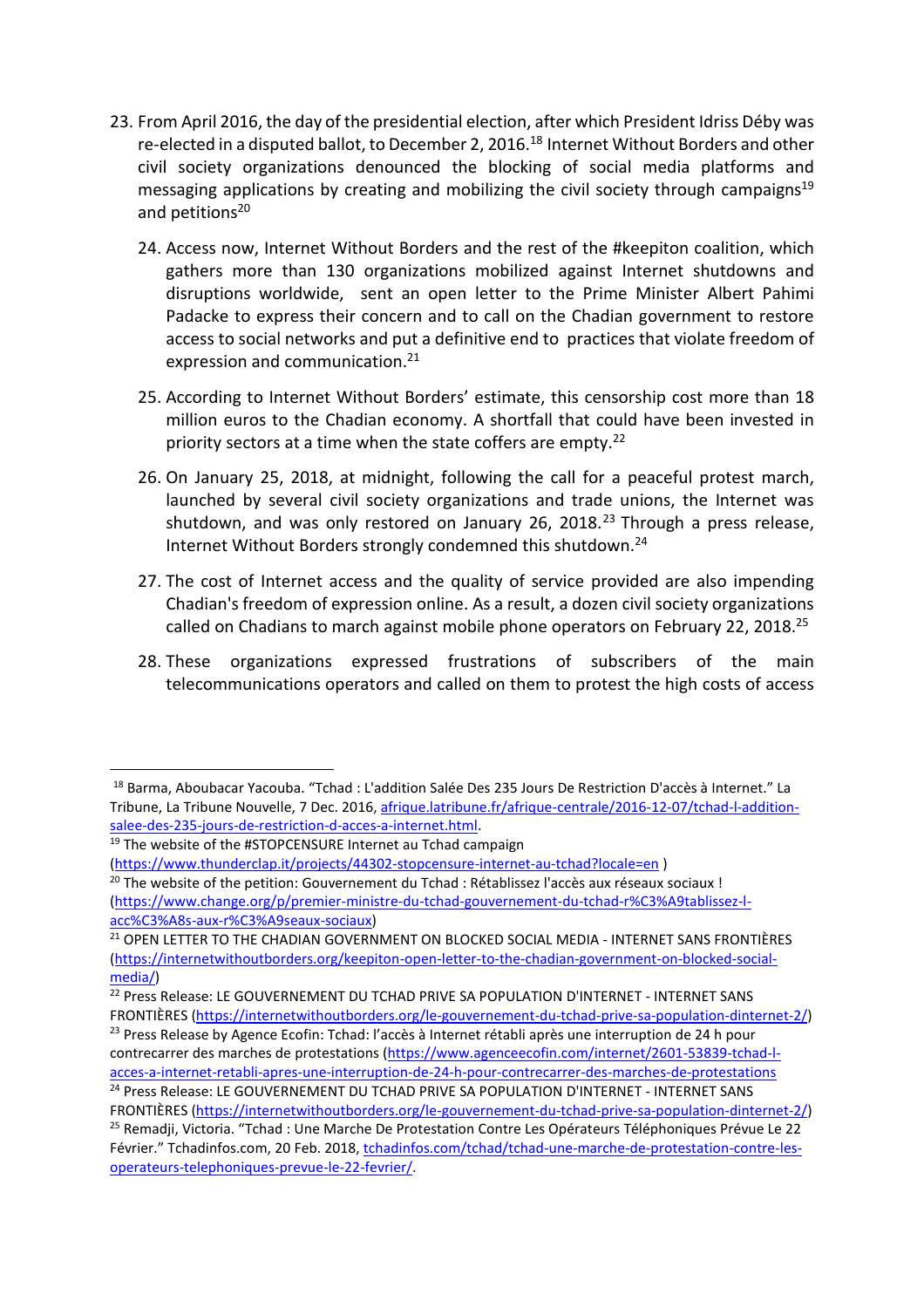23. From April 2016, the day of the presidential election, after which President Idriss Déby was re-elected in a disputed ballot, to December 2, 2016.[18] Internet Without Borders and other civil society organizations denounced the blocking of social media platforms and messaging applications by creating and mobilizing the civil society through campaigns[19] and petitions[20]

24. Access now, Internet Without Borders and the rest of the #keepiton coalition, which gathers more than 130 organizations mobilized against Internet shutdowns and disruptions worldwide, sent an open letter to the Prime Minister Albert Pahimi Padacke to express their concern and to call on the Chadian government to restore access to social networks and put a definitive end to practices that violate freedom of expression and communication.[21]

25. According to Internet Without Borders' estimate, this censorship cost more than 18 million euros to the Chadian economy. A shortfall that could have been invested in priority sectors at a time when the state coffers are empty.[22]

26. On January 25, 2018, at midnight, following the call for a peaceful protest march, launched by several civil society organizations and trade unions, the Internet was shutdown, and was only restored on January 26, 2018.[23] Through a press release, Internet Without Borders strongly condemned this shutdown.[24]

27. The cost of Internet access and the quality of service provided are also impending Chadian's freedom of expression online. As a result, a dozen civil society organizations called on Chadians to march against mobile phone operators on February 22, 2018.[25]

28. These organizations expressed frustrations of subscribers of the main telecommunications operators and called on them to protest the high costs of access

---

[18] Barma, Aboubacar Yacouba. "Tchad : L'addition Salée Des 235 Jours De Restriction D'accès à Internet." La Tribune, La Tribune Nouvelle, 7 Dec. 2016, afrique.latribune.fr/afrique-centrale/2016-12-07/tchad-l-addition-salee-des-235-jours-de-restriction-d-acces-a-internet.html.

[19] The website of the #STOPCENSURE Internet au Tchad campaign (https://www.thunderclap.it/projects/44302-stopcensure-internet-au-tchad?locale=en )

[20] The website of the petition: Gouvernement du Tchad : Rétablissez l'accès aux réseaux sociaux ! (https://www.change.org/p/premier-ministre-du-tchad-gouvernement-du-tchad-r%C3%A9tablissez-l-acc%C3%A8s-aux-r%C3%A9seaux-sociaux)

[21] OPEN LETTER TO THE CHADIAN GOVERNMENT ON BLOCKED SOCIAL MEDIA - INTERNET SANS FRONTIÈRES (https://internetwithoutborders.org/keepiton-open-letter-to-the-chadian-government-on-blocked-social-media/)

[22] Press Release: LE GOUVERNEMENT DU TCHAD PRIVE SA POPULATION D'INTERNET - INTERNET SANS FRONTIÈRES (https://internetwithoutborders.org/le-gouvernement-du-tchad-prive-sa-population-dinternet-2/)

[23] Press Release by Agence Ecofin: Tchad: l'accès à Internet rétabli après une interruption de 24 h pour contrecarrer des marches de protestations (https://www.agenceecofin.com/internet/2601-53839-tchad-l-acces-a-internet-retabli-apres-une-interruption-de-24-h-pour-contrecarrer-des-marches-de-protestations

[24] Press Release: LE GOUVERNEMENT DU TCHAD PRIVE SA POPULATION D'INTERNET - INTERNET SANS FRONTIÈRES (https://internetwithoutborders.org/le-gouvernement-du-tchad-prive-sa-population-dinternet-2/)

[25] Remadji, Victoria. "Tchad : Une Marche De Protestation Contre Les Opérateurs Téléphoniques Prévue Le 22 Février." Tchadinfos.com, 20 Feb. 2018, tchadinfos.com/tchad/tchad-une-marche-de-protestation-contre-les-operateurs-telephoniques-prevue-le-22-fevrier/.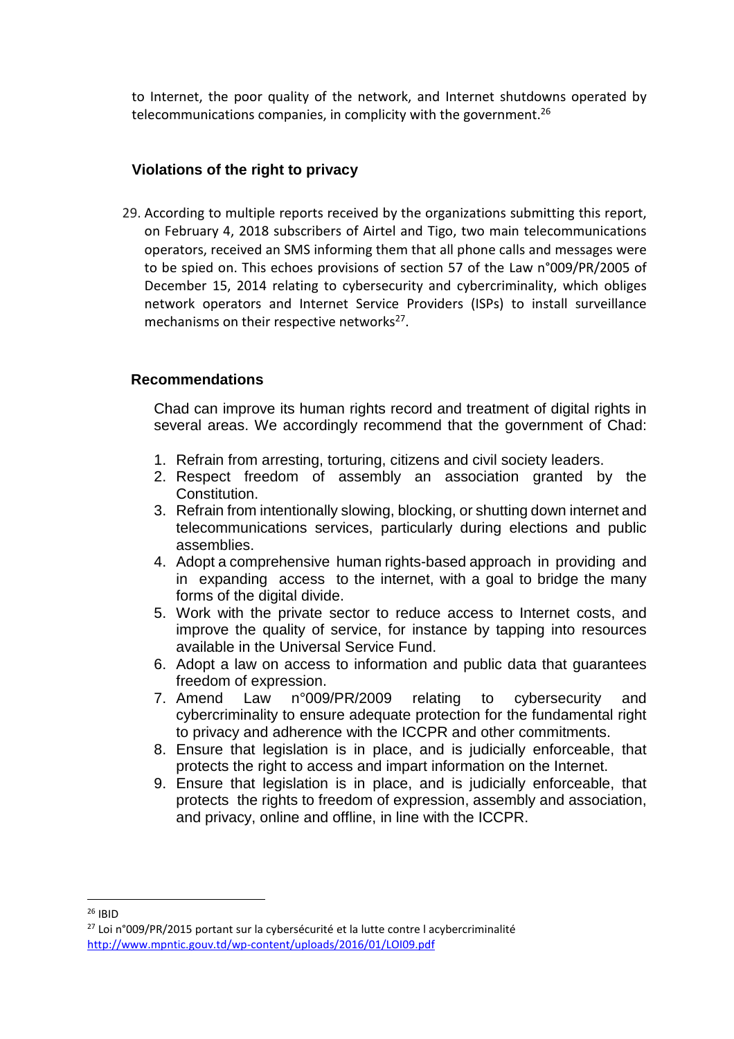to Internet, the poor quality of the network, and Internet shutdowns operated by telecommunications companies, in complicity with the government.[26]

## Violations of the right to privacy

29. According to multiple reports received by the organizations submitting this report, on February 4, 2018 subscribers of Airtel and Tigo, two main telecommunications operators, received an SMS informing them that all phone calls and messages were to be spied on. This echoes provisions of section 57 of the Law n°009/PR/2005 of December 15, 2014 relating to cybersecurity and cybercriminality, which obliges network operators and Internet Service Providers (ISPs) to install surveillance mechanisms on their respective networks[27].

## Recommendations

Chad can improve its human rights record and treatment of digital rights in several areas. We accordingly recommend that the government of Chad:

1. Refrain from arresting, torturing, citizens and civil society leaders.
2. Respect freedom of assembly an association granted by the Constitution.
3. Refrain from intentionally slowing, blocking, or shutting down internet and telecommunications services, particularly during elections and public assemblies.
4. Adopt a comprehensive human rights-based approach in providing and in expanding access to the internet, with a goal to bridge the many forms of the digital divide.
5. Work with the private sector to reduce access to Internet costs, and improve the quality of service, for instance by tapping into resources available in the Universal Service Fund.
6. Adopt a law on access to information and public data that guarantees freedom of expression.
7. Amend Law n°009/PR/2009 relating to cybersecurity and cybercriminality to ensure adequate protection for the fundamental right to privacy and adherence with the ICCPR and other commitments.
8. Ensure that legislation is in place, and is judicially enforceable, that protects the right to access and impart information on the Internet.
9. Ensure that legislation is in place, and is judicially enforceable, that protects the rights to freedom of expression, assembly and association, and privacy, online and offline, in line with the ICCPR.

---

[26] IBID

[27] Loi n°009/PR/2015 portant sur la cybersécurité et la lutte contre l acybercriminalité http://www.mpntic.gouv.td/wp-content/uploads/2016/01/LOI09.pdf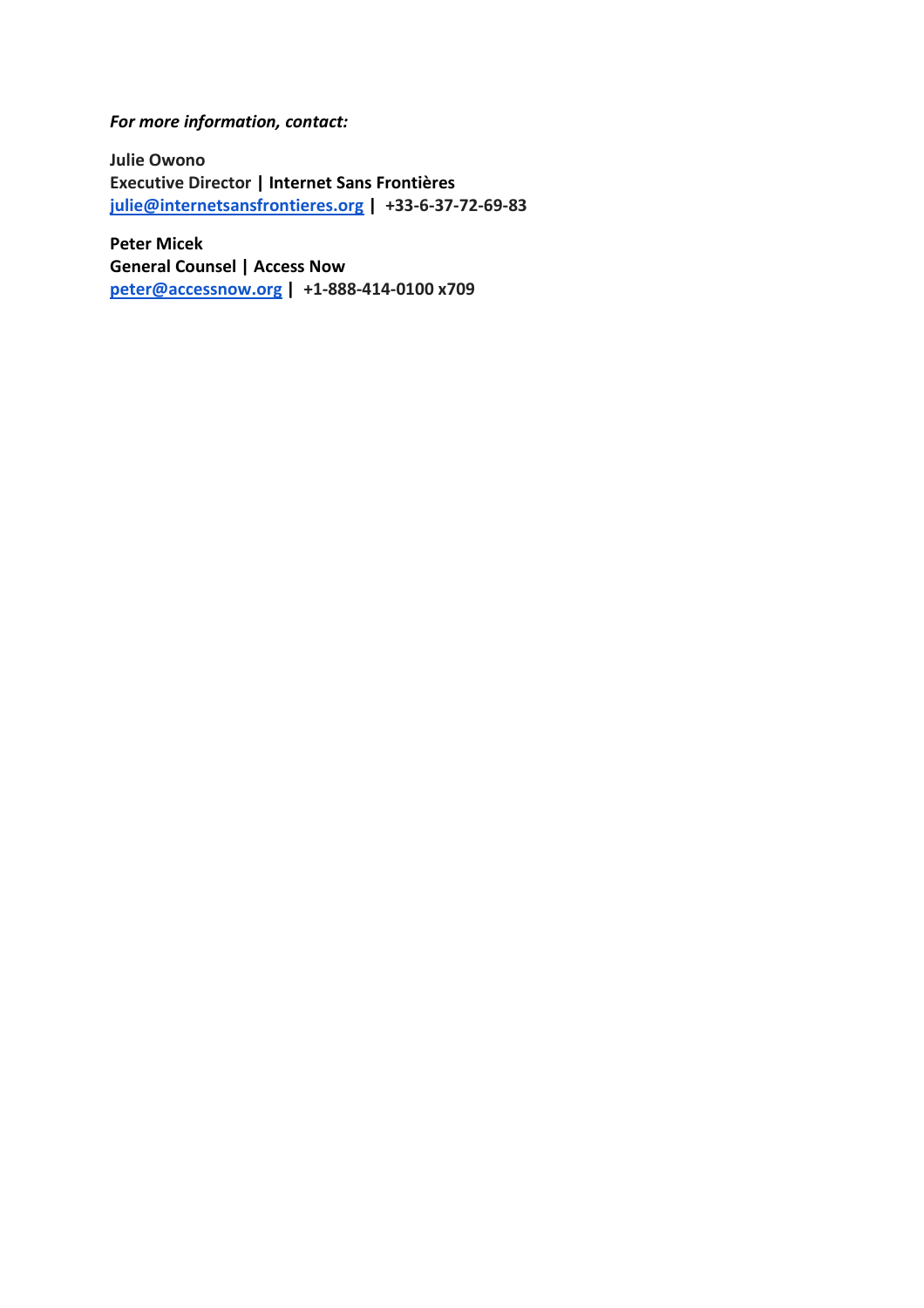***For more information, contact:***

**Julie Owono**
**Executive Director | Internet Sans Frontières**
**julie@internetsansfrontieres.org | +33-6-37-72-69-83**

**Peter Micek**
**General Counsel | Access Now**
**peter@accessnow.org | +1-888-414-0100 x709**